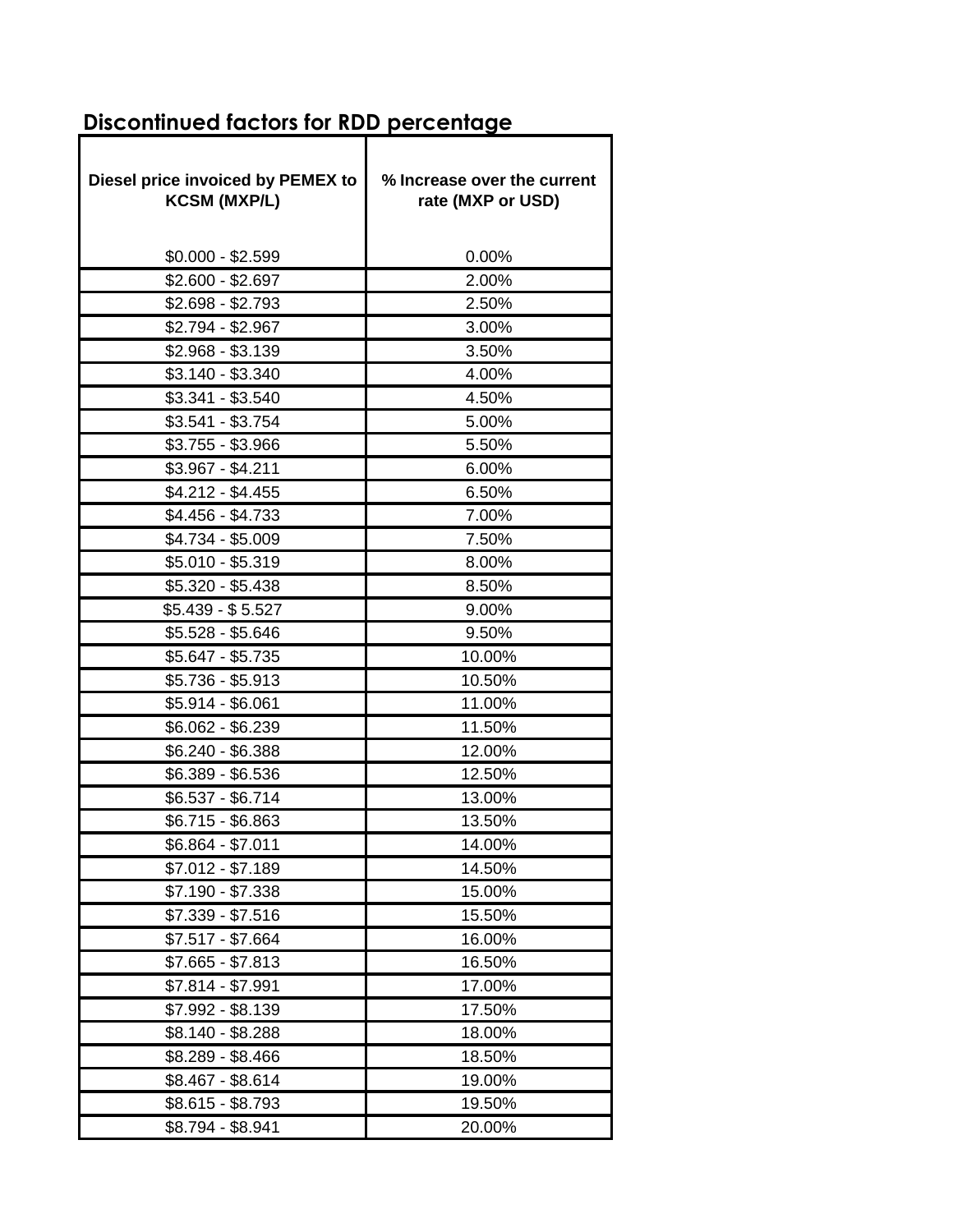## Discontinued factors for RDD percentage

| Diesel price invoiced by PEMEX to KCSM (MXP/L) | % Increase over the current rate (MXP or USD) |
|---|---|
| $0.000 - $2.599 | 0.00% |
| $2.600 - $2.697 | 2.00% |
| $2.698 - $2.793 | 2.50% |
| $2.794 - $2.967 | 3.00% |
| $2.968 - $3.139 | 3.50% |
| $3.140 - $3.340 | 4.00% |
| $3.341 - $3.540 | 4.50% |
| $3.541 - $3.754 | 5.00% |
| $3.755 - $3.966 | 5.50% |
| $3.967 - $4.211 | 6.00% |
| $4.212 - $4.455 | 6.50% |
| $4.456 - $4.733 | 7.00% |
| $4.734 - $5.009 | 7.50% |
| $5.010 - $5.319 | 8.00% |
| $5.320 - $5.438 | 8.50% |
| $5.439 - $ 5.527 | 9.00% |
| $5.528 - $5.646 | 9.50% |
| $5.647 - $5.735 | 10.00% |
| $5.736 - $5.913 | 10.50% |
| $5.914 - $6.061 | 11.00% |
| $6.062 - $6.239 | 11.50% |
| $6.240 - $6.388 | 12.00% |
| $6.389 - $6.536 | 12.50% |
| $6.537 - $6.714 | 13.00% |
| $6.715 - $6.863 | 13.50% |
| $6.864 - $7.011 | 14.00% |
| $7.012 - $7.189 | 14.50% |
| $7.190 - $7.338 | 15.00% |
| $7.339 - $7.516 | 15.50% |
| $7.517 - $7.664 | 16.00% |
| $7.665 - $7.813 | 16.50% |
| $7.814 - $7.991 | 17.00% |
| $7.992 - $8.139 | 17.50% |
| $8.140 - $8.288 | 18.00% |
| $8.289 - $8.466 | 18.50% |
| $8.467 - $8.614 | 19.00% |
| $8.615 - $8.793 | 19.50% |
| $8.794 - $8.941 | 20.00% |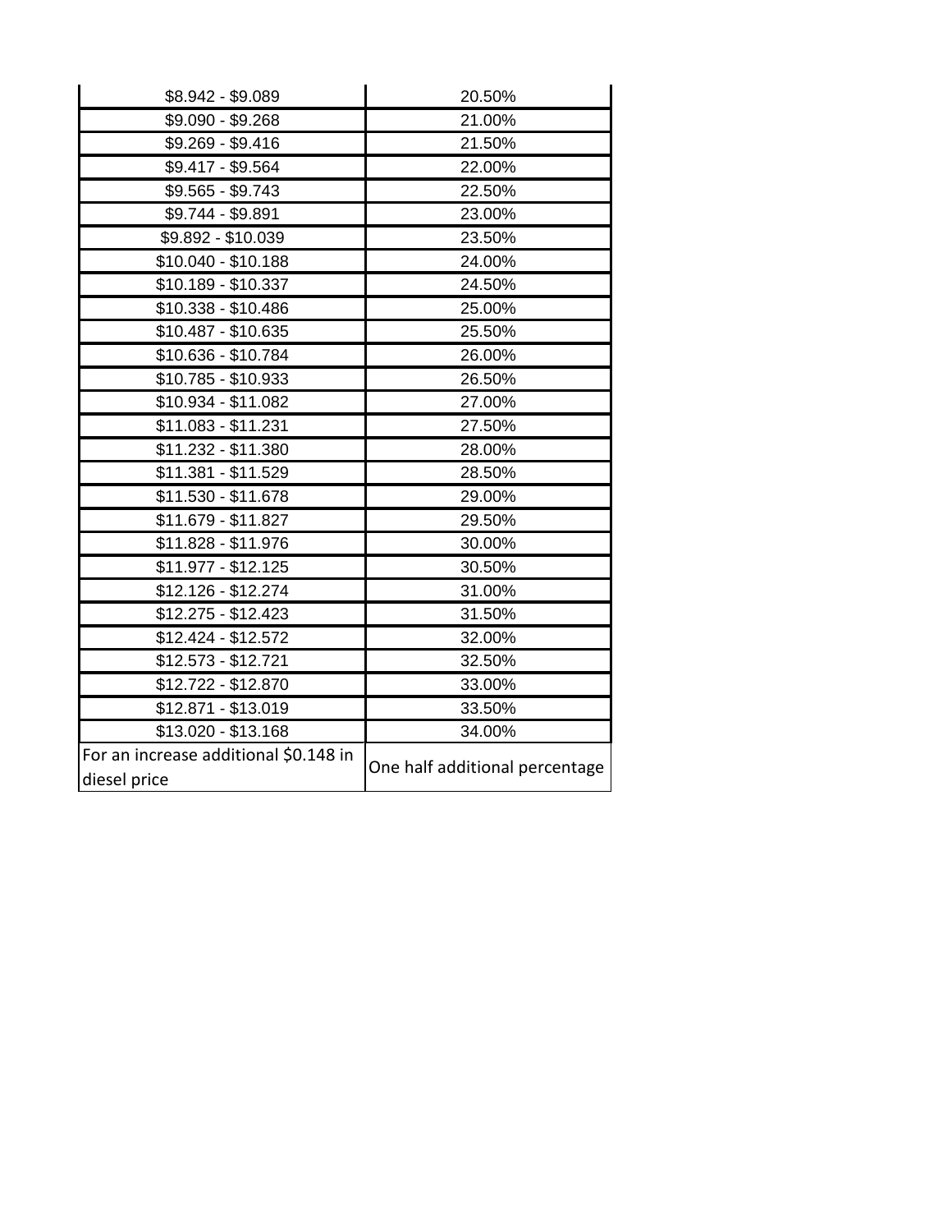| | |
|---|---|
| $8.942 - $9.089 | 20.50% |
| $9.090 - $9.268 | 21.00% |
| $9.269 - $9.416 | 21.50% |
| $9.417 - $9.564 | 22.00% |
| $9.565 - $9.743 | 22.50% |
| $9.744 - $9.891 | 23.00% |
| $9.892 - $10.039 | 23.50% |
| $10.040 - $10.188 | 24.00% |
| $10.189 - $10.337 | 24.50% |
| $10.338 - $10.486 | 25.00% |
| $10.487 - $10.635 | 25.50% |
| $10.636 - $10.784 | 26.00% |
| $10.785 - $10.933 | 26.50% |
| $10.934 - $11.082 | 27.00% |
| $11.083 - $11.231 | 27.50% |
| $11.232 - $11.380 | 28.00% |
| $11.381 - $11.529 | 28.50% |
| $11.530 - $11.678 | 29.00% |
| $11.679 - $11.827 | 29.50% |
| $11.828 - $11.976 | 30.00% |
| $11.977 - $12.125 | 30.50% |
| $12.126 - $12.274 | 31.00% |
| $12.275 - $12.423 | 31.50% |
| $12.424 - $12.572 | 32.00% |
| $12.573 - $12.721 | 32.50% |
| $12.722 - $12.870 | 33.00% |
| $12.871 - $13.019 | 33.50% |
| $13.020 - $13.168 | 34.00% |
| For an increase additional $0.148 in diesel price | One half additional percentage |